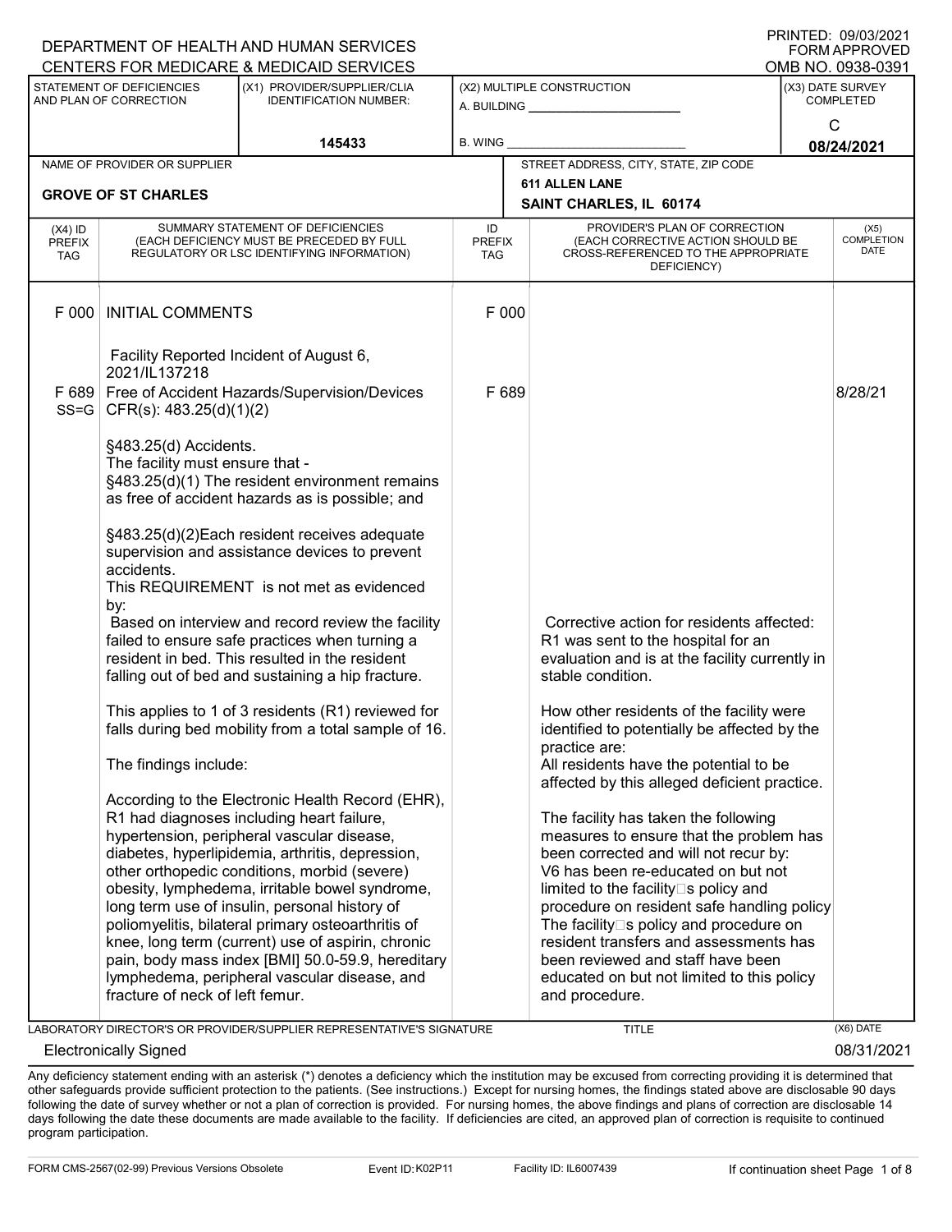DEPARTMENT OF HEALTH AND HUMAN SERVICES
CENTERS FOR MEDICARE & MEDICAID SERVICES

PRINTED: 09/03/2021
FORM APPROVED
OMB NO. 0938-0391

| STATEMENT OF DEFICIENCIES AND PLAN OF CORRECTION | (X1) PROVIDER/SUPPLIER/CLIA IDENTIFICATION NUMBER: | (X2) MULTIPLE CONSTRUCTION | (X3) DATE SURVEY COMPLETED |
|---|---|---|---|
| | 145433 | A. BUILDING ______ B. WING ______ | C 08/24/2021 |

| NAME OF PROVIDER OR SUPPLIER | STREET ADDRESS, CITY, STATE, ZIP CODE |
|---|---|
| GROVE OF ST CHARLES | 611 ALLEN LANE SAINT CHARLES, IL 60174 |

| (X4) ID PREFIX TAG | SUMMARY STATEMENT OF DEFICIENCIES (EACH DEFICIENCY MUST BE PRECEDED BY FULL REGULATORY OR LSC IDENTIFYING INFORMATION) | ID PREFIX TAG | PROVIDER'S PLAN OF CORRECTION (EACH CORRECTIVE ACTION SHOULD BE CROSS-REFERENCED TO THE APPROPRIATE DEFICIENCY) | (X5) COMPLETION DATE |
|---|---|---|---|---|
| F 000 | INITIAL COMMENTS<br><br>Facility Reported Incident of August 6, 2021/IL137218 | F 000 | | |
| F 689 SS=G | Free of Accident Hazards/Supervision/Devices CFR(s): 483.25(d)(1)(2)<br><br>§483.25(d) Accidents.<br>The facility must ensure that -<br>§483.25(d)(1) The resident environment remains as free of accident hazards as is possible; and<br><br>§483.25(d)(2)Each resident receives adequate supervision and assistance devices to prevent accidents.<br>This REQUIREMENT is not met as evidenced by:<br>Based on interview and record review the facility failed to ensure safe practices when turning a resident in bed. This resulted in the resident falling out of bed and sustaining a hip fracture.<br><br>This applies to 1 of 3 residents (R1) reviewed for falls during bed mobility from a total sample of 16.<br><br>The findings include:<br><br>According to the Electronic Health Record (EHR), R1 had diagnoses including heart failure, hypertension, peripheral vascular disease, diabetes, hyperlipidemia, arthritis, depression, other orthopedic conditions, morbid (severe) obesity, lymphedema, irritable bowel syndrome, long term use of insulin, personal history of poliomyelitis, bilateral primary osteoarthritis of knee, long term (current) use of aspirin, chronic pain, body mass index [BMI] 50.0-59.9, hereditary lymphedema, peripheral vascular disease, and fracture of neck of left femur. | F 689 | Corrective action for residents affected:<br>R1 was sent to the hospital for an evaluation and is at the facility currently in stable condition.<br><br>How other residents of the facility were identified to potentially be affected by the practice are:<br>All residents have the potential to be affected by this alleged deficient practice.<br><br>The facility has taken the following measures to ensure that the problem has been corrected and will not recur by:<br>V6 has been re-educated on but not limited to the facility□s policy and procedure on resident safe handling policy The facility□s policy and procedure on resident transfers and assessments has been reviewed and staff have been educated on but not limited to this policy and procedure. | 8/28/21 |

LABORATORY DIRECTOR'S OR PROVIDER/SUPPLIER REPRESENTATIVE'S SIGNATURE: Electronically Signed
TITLE:
(X6) DATE: 08/31/2021

Any deficiency statement ending with an asterisk (*) denotes a deficiency which the institution may be excused from correcting providing it is determined that other safeguards provide sufficient protection to the patients. (See instructions.) Except for nursing homes, the findings stated above are disclosable 90 days following the date of survey whether or not a plan of correction is provided. For nursing homes, the above findings and plans of correction are disclosable 14 days following the date these documents are made available to the facility. If deficiencies are cited, an approved plan of correction is requisite to continued program participation.

FORM CMS-2567(02-99) Previous Versions Obsolete Event ID: K02P11 Facility ID: IL6007439 If continuation sheet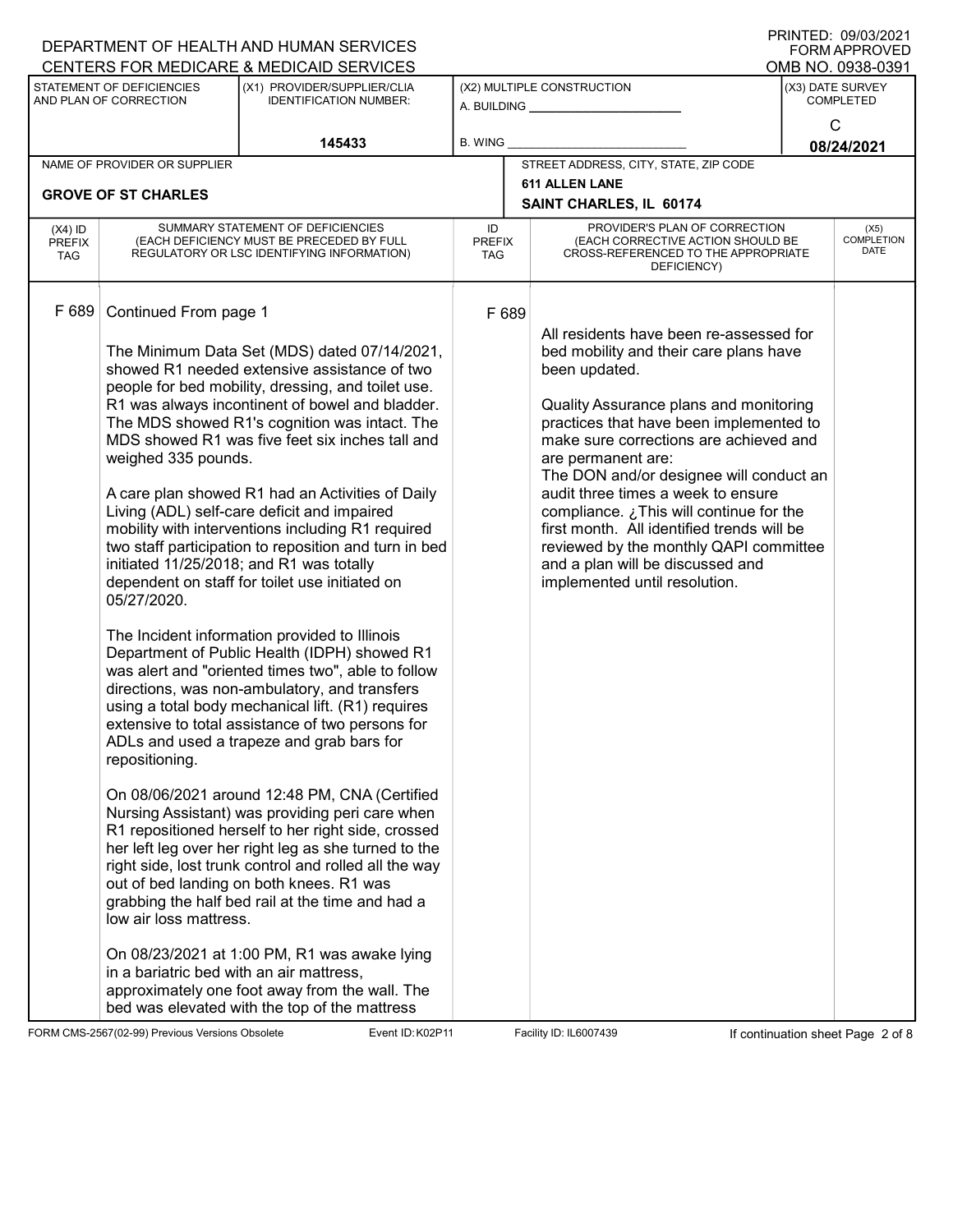DEPARTMENT OF HEALTH AND HUMAN SERVICES
CENTERS FOR MEDICARE & MEDICAID SERVICES

PRINTED: 09/03/2021
FORM APPROVED
OMB NO. 0938-0391

| STATEMENT OF DEFICIENCIES AND PLAN OF CORRECTION | (X1) PROVIDER/SUPPLIER/CLIA IDENTIFICATION NUMBER: | (X2) MULTIPLE CONSTRUCTION | (X3) DATE SURVEY COMPLETED |
|---|---|---|---|
| | 145433 | A. BUILDING ______ B. WING ______ | C 08/24/2021 |

| NAME OF PROVIDER OR SUPPLIER | STREET ADDRESS, CITY, STATE, ZIP CODE |
|---|---|
| GROVE OF ST CHARLES | 611 ALLEN LANE SAINT CHARLES, IL 60174 |

| (X4) ID PREFIX TAG | SUMMARY STATEMENT OF DEFICIENCIES (EACH DEFICIENCY MUST BE PRECEDED BY FULL REGULATORY OR LSC IDENTIFYING INFORMATION) | ID PREFIX TAG | PROVIDER'S PLAN OF CORRECTION (EACH CORRECTIVE ACTION SHOULD BE CROSS-REFERENCED TO THE APPROPRIATE DEFICIENCY) | (X5) COMPLETION DATE |
|---|---|---|---|---|
| F 689 | Continued From page 1 | F 689 | | |

Continued From page 1

The Minimum Data Set (MDS) dated 07/14/2021, showed R1 needed extensive assistance of two people for bed mobility, dressing, and toilet use. R1 was always incontinent of bowel and bladder. The MDS showed R1's cognition was intact. The MDS showed R1 was five feet six inches tall and weighed 335 pounds.

A care plan showed R1 had an Activities of Daily Living (ADL) self-care deficit and impaired mobility with interventions including R1 required two staff participation to reposition and turn in bed initiated 11/25/2018; and R1 was totally dependent on staff for toilet use initiated on 05/27/2020.

The Incident information provided to Illinois Department of Public Health (IDPH) showed R1 was alert and "oriented times two", able to follow directions, was non-ambulatory, and transfers using a total body mechanical lift. (R1) requires extensive to total assistance of two persons for ADLs and used a trapeze and grab bars for repositioning.

On 08/06/2021 around 12:48 PM, CNA (Certified Nursing Assistant) was providing peri care when R1 repositioned herself to her right side, crossed her left leg over her right leg as she turned to the right side, lost trunk control and rolled all the way out of bed landing on both knees. R1 was grabbing the half bed rail at the time and had a low air loss mattress.

On 08/23/2021 at 1:00 PM, R1 was awake lying in a bariatric bed with an air mattress, approximately one foot away from the wall. The bed was elevated with the top of the mattress

**Provider's Plan of Correction (F 689):**

All residents have been re-assessed for bed mobility and their care plans have been updated.

Quality Assurance plans and monitoring practices that have been implemented to make sure corrections are achieved and are permanent are:
The DON and/or designee will conduct an audit three times a week to ensure compliance. ¿This will continue for the first month. All identified trends will be reviewed by the monthly QAPI committee and a plan will be discussed and implemented until resolution.

FORM CMS-2567(02-99) Previous Versions Obsolete Event ID: K02P11 Facility ID: IL6007439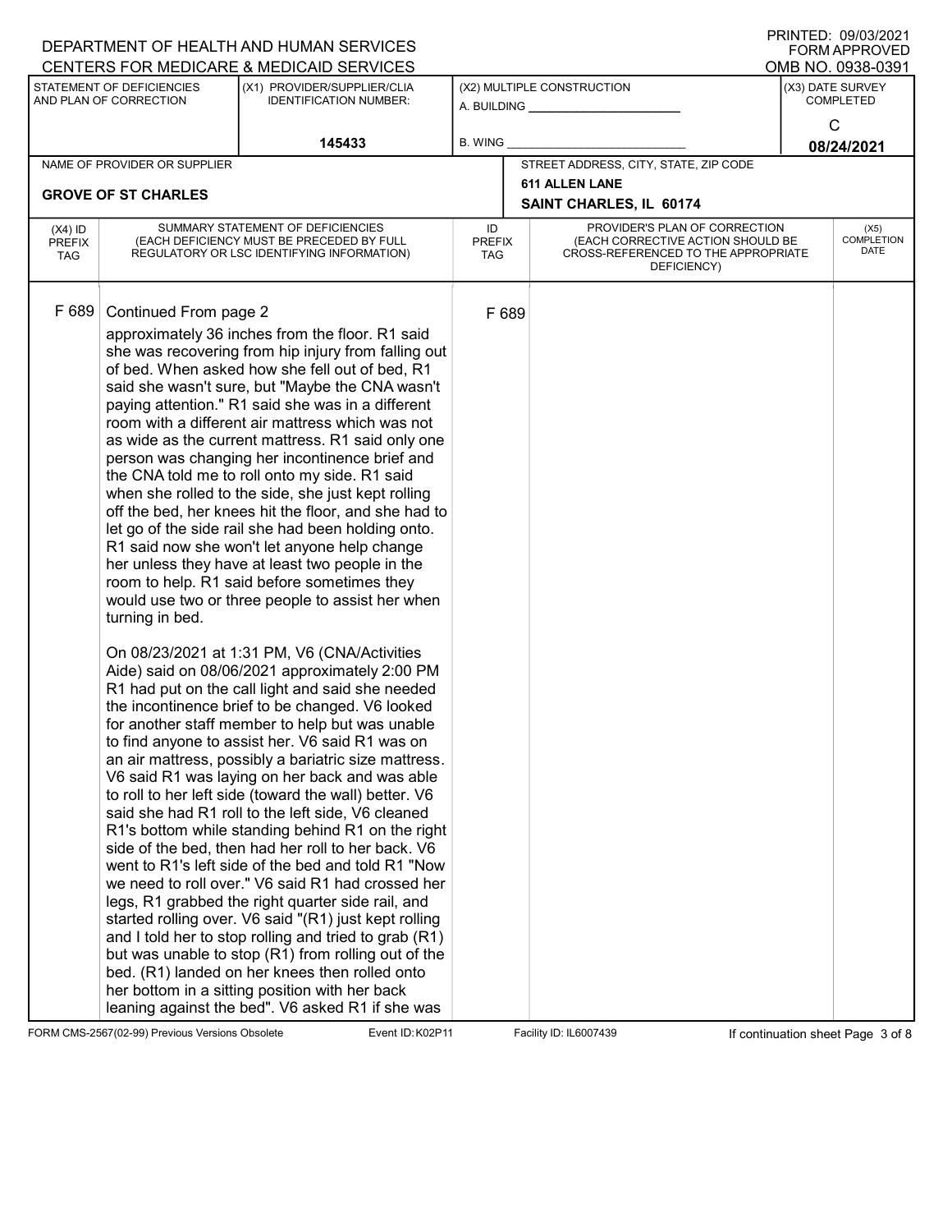DEPARTMENT OF HEALTH AND HUMAN SERVICES
CENTERS FOR MEDICARE & MEDICAID SERVICES

PRINTED: 09/03/2021
FORM APPROVED
OMB NO. 0938-0391

| STATEMENT OF DEFICIENCIES AND PLAN OF CORRECTION | (X1) PROVIDER/SUPPLIER/CLIA IDENTIFICATION NUMBER: | (X2) MULTIPLE CONSTRUCTION | (X3) DATE SURVEY COMPLETED |
|---|---|---|---|
| | 145433 | A. BUILDING ___ B. WING ___ | C 08/24/2021 |

| NAME OF PROVIDER OR SUPPLIER | STREET ADDRESS, CITY, STATE, ZIP CODE |
|---|---|
| GROVE OF ST CHARLES | 611 ALLEN LANE SAINT CHARLES, IL 60174 |

| (X4) ID PREFIX TAG | SUMMARY STATEMENT OF DEFICIENCIES (EACH DEFICIENCY MUST BE PRECEDED BY FULL REGULATORY OR LSC IDENTIFYING INFORMATION) | ID PREFIX TAG | PROVIDER'S PLAN OF CORRECTION (EACH CORRECTIVE ACTION SHOULD BE CROSS-REFERENCED TO THE APPROPRIATE DEFICIENCY) | (X5) COMPLETION DATE |
|---|---|---|---|---|
| F 689 | Continued From page 2 | F 689 | | |

approximately 36 inches from the floor. R1 said she was recovering from hip injury from falling out of bed. When asked how she fell out of bed, R1 said she wasn't sure, but "Maybe the CNA wasn't paying attention." R1 said she was in a different room with a different air mattress which was not as wide as the current mattress. R1 said only one person was changing her incontinence brief and the CNA told me to roll onto my side. R1 said when she rolled to the side, she just kept rolling off the bed, her knees hit the floor, and she had to let go of the side rail she had been holding onto. R1 said now she won't let anyone help change her unless they have at least two people in the room to help. R1 said before sometimes they would use two or three people to assist her when turning in bed.

On 08/23/2021 at 1:31 PM, V6 (CNA/Activities Aide) said on 08/06/2021 approximately 2:00 PM R1 had put on the call light and said she needed the incontinence brief to be changed. V6 looked for another staff member to help but was unable to find anyone to assist her. V6 said R1 was on an air mattress, possibly a bariatric size mattress. V6 said R1 was laying on her back and was able to roll to her left side (toward the wall) better. V6 said she had R1 roll to the left side, V6 cleaned R1's bottom while standing behind R1 on the right side of the bed, then had her roll to her back. V6 went to R1's left side of the bed and told R1 "Now we need to roll over." V6 said R1 had crossed her legs, R1 grabbed the right quarter side rail, and started rolling over. V6 said "(R1) just kept rolling and I told her to stop rolling and tried to grab (R1) but was unable to stop (R1) from rolling out of the bed. (R1) landed on her knees then rolled onto her bottom in a sitting position with her back leaning against the bed". V6 asked R1 if she was

FORM CMS-2567(02-99) Previous Versions Obsolete Event ID: K02P11 Facility ID: IL6007439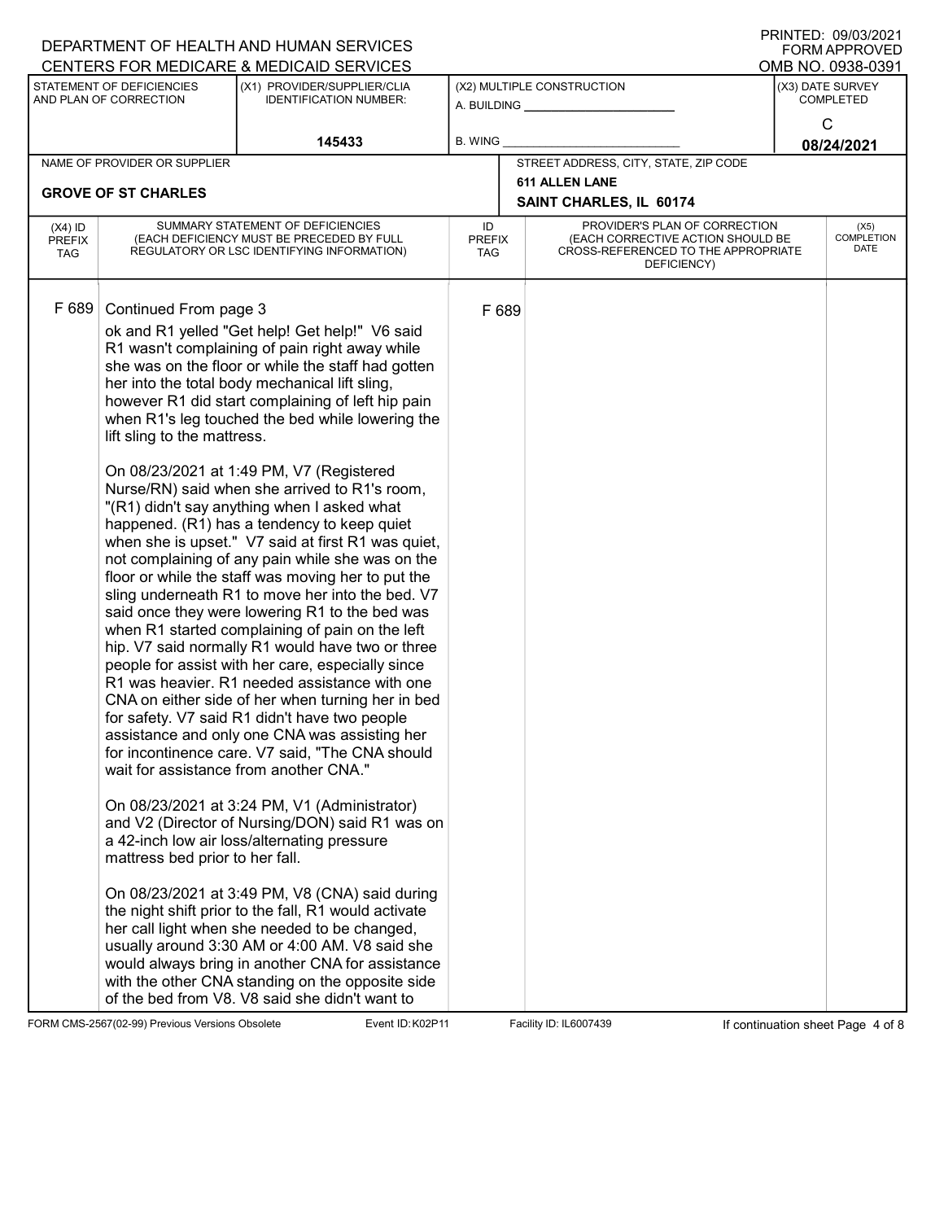DEPARTMENT OF HEALTH AND HUMAN SERVICES
CENTERS FOR MEDICARE & MEDICAID SERVICES

PRINTED: 09/03/2021
FORM APPROVED
OMB NO. 0938-0391

| STATEMENT OF DEFICIENCIES AND PLAN OF CORRECTION | (X1) PROVIDER/SUPPLIER/CLIA IDENTIFICATION NUMBER: | (X2) MULTIPLE CONSTRUCTION | (X3) DATE SURVEY COMPLETED |
|---|---|---|---|
| | 145433 | A. BUILDING ___ B. WING ___ | C 08/24/2021 |

| NAME OF PROVIDER OR SUPPLIER | STREET ADDRESS, CITY, STATE, ZIP CODE |
|---|---|
| GROVE OF ST CHARLES | 611 ALLEN LANE SAINT CHARLES, IL 60174 |

| (X4) ID PREFIX TAG | SUMMARY STATEMENT OF DEFICIENCIES (EACH DEFICIENCY MUST BE PRECEDED BY FULL REGULATORY OR LSC IDENTIFYING INFORMATION) | ID PREFIX TAG | PROVIDER'S PLAN OF CORRECTION (EACH CORRECTIVE ACTION SHOULD BE CROSS-REFERENCED TO THE APPROPRIATE DEFICIENCY) | (X5) COMPLETION DATE |
|---|---|---|---|---|
| F 689 | Continued From page 3 | F 689 | | |

ok and R1 yelled "Get help! Get help!" V6 said R1 wasn't complaining of pain right away while she was on the floor or while the staff had gotten her into the total body mechanical lift sling, however R1 did start complaining of left hip pain when R1's leg touched the bed while lowering the lift sling to the mattress.

On 08/23/2021 at 1:49 PM, V7 (Registered Nurse/RN) said when she arrived to R1's room, "(R1) didn't say anything when I asked what happened. (R1) has a tendency to keep quiet when she is upset." V7 said at first R1 was quiet, not complaining of any pain while she was on the floor or while the staff was moving her to put the sling underneath R1 to move her into the bed. V7 said once they were lowering R1 to the bed was when R1 started complaining of pain on the left hip. V7 said normally R1 would have two or three people for assist with her care, especially since R1 was heavier. R1 needed assistance with one CNA on either side of her when turning her in bed for safety. V7 said R1 didn't have two people assistance and only one CNA was assisting her for incontinence care. V7 said, "The CNA should wait for assistance from another CNA."

On 08/23/2021 at 3:24 PM, V1 (Administrator) and V2 (Director of Nursing/DON) said R1 was on a 42-inch low air loss/alternating pressure mattress bed prior to her fall.

On 08/23/2021 at 3:49 PM, V8 (CNA) said during the night shift prior to the fall, R1 would activate her call light when she needed to be changed, usually around 3:30 AM or 4:00 AM. V8 said she would always bring in another CNA for assistance with the other CNA standing on the opposite side of the bed from V8. V8 said she didn't want to

FORM CMS-2567(02-99) Previous Versions Obsolete Event ID: K02P11 Facility ID: IL6007439 If continuation sheet Page 4 of 8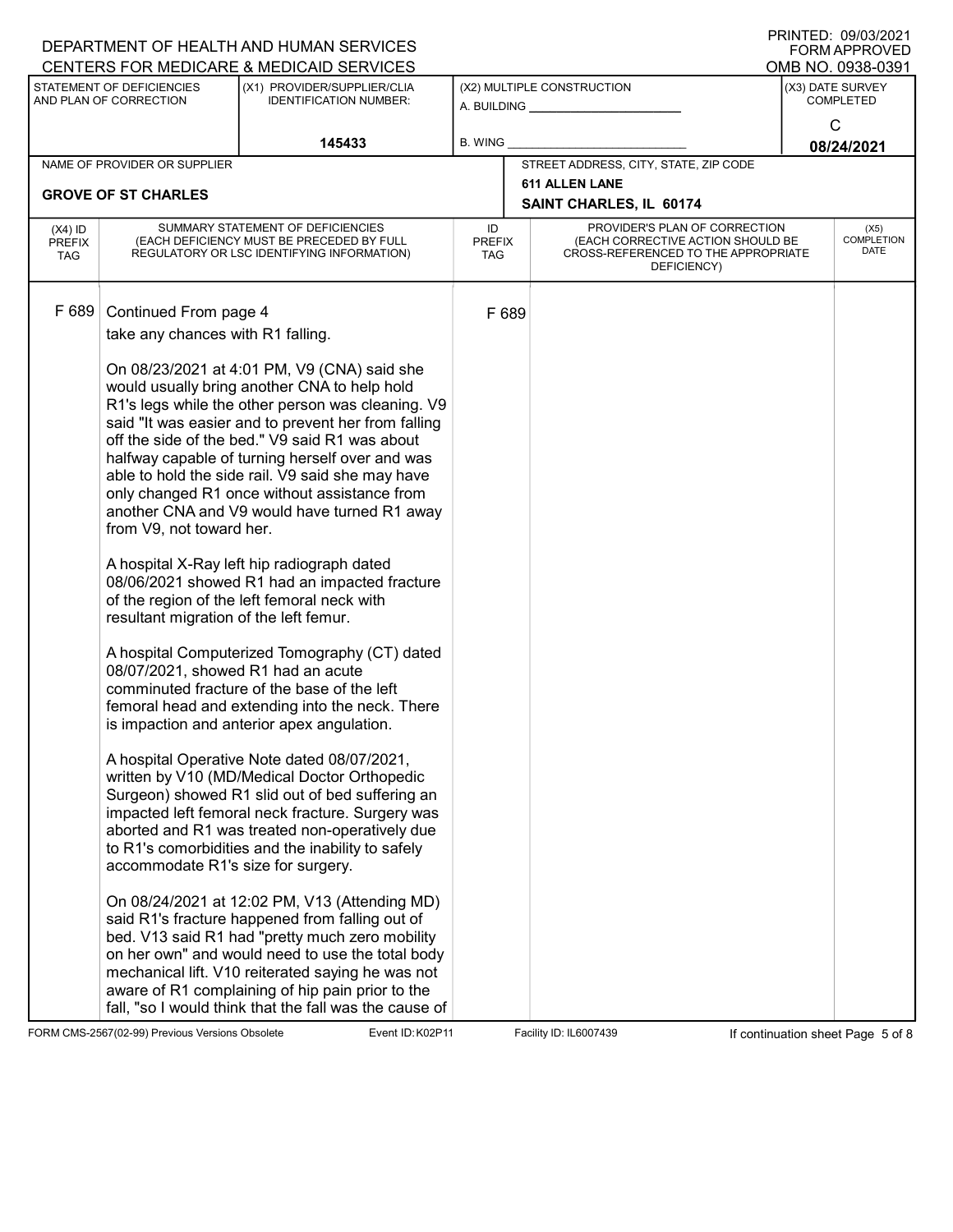DEPARTMENT OF HEALTH AND HUMAN SERVICES
CENTERS FOR MEDICARE & MEDICAID SERVICES

PRINTED: 09/03/2021
FORM APPROVED
OMB NO. 0938-0391

| STATEMENT OF DEFICIENCIES AND PLAN OF CORRECTION | (X1) PROVIDER/SUPPLIER/CLIA IDENTIFICATION NUMBER: | (X2) MULTIPLE CONSTRUCTION | (X3) DATE SURVEY COMPLETED |
|---|---|---|---|
| | 145433 | A. BUILDING ______ B. WING ______ | C 08/24/2021 |

| NAME OF PROVIDER OR SUPPLIER | STREET ADDRESS, CITY, STATE, ZIP CODE |
|---|---|
| GROVE OF ST CHARLES | 611 ALLEN LANE SAINT CHARLES, IL 60174 |

| (X4) ID PREFIX TAG | SUMMARY STATEMENT OF DEFICIENCIES (EACH DEFICIENCY MUST BE PRECEDED BY FULL REGULATORY OR LSC IDENTIFYING INFORMATION) | ID PREFIX TAG | PROVIDER'S PLAN OF CORRECTION (EACH CORRECTIVE ACTION SHOULD BE CROSS-REFERENCED TO THE APPROPRIATE DEFICIENCY) | (X5) COMPLETION DATE |
|---|---|---|---|---|
| F 689 | Continued From page 4 | F 689 | | |

take any chances with R1 falling.

On 08/23/2021 at 4:01 PM, V9 (CNA) said she would usually bring another CNA to help hold R1's legs while the other person was cleaning. V9 said "It was easier and to prevent her from falling off the side of the bed." V9 said R1 was about halfway capable of turning herself over and was able to hold the side rail. V9 said she may have only changed R1 once without assistance from another CNA and V9 would have turned R1 away from V9, not toward her.

A hospital X-Ray left hip radiograph dated 08/06/2021 showed R1 had an impacted fracture of the region of the left femoral neck with resultant migration of the left femur.

A hospital Computerized Tomography (CT) dated 08/07/2021, showed R1 had an acute comminuted fracture of the base of the left femoral head and extending into the neck. There is impaction and anterior apex angulation.

A hospital Operative Note dated 08/07/2021, written by V10 (MD/Medical Doctor Orthopedic Surgeon) showed R1 slid out of bed suffering an impacted left femoral neck fracture. Surgery was aborted and R1 was treated non-operatively due to R1's comorbidities and the inability to safely accommodate R1's size for surgery.

On 08/24/2021 at 12:02 PM, V13 (Attending MD) said R1's fracture happened from falling out of bed. V13 said R1 had "pretty much zero mobility on her own" and would need to use the total body mechanical lift. V10 reiterated saying he was not aware of R1 complaining of hip pain prior to the fall, "so I would think that the fall was the cause of

FORM CMS-2567(02-99) Previous Versions Obsolete Event ID: K02P11 Facility ID: IL6007439 If continuation sheet Page 5 of 8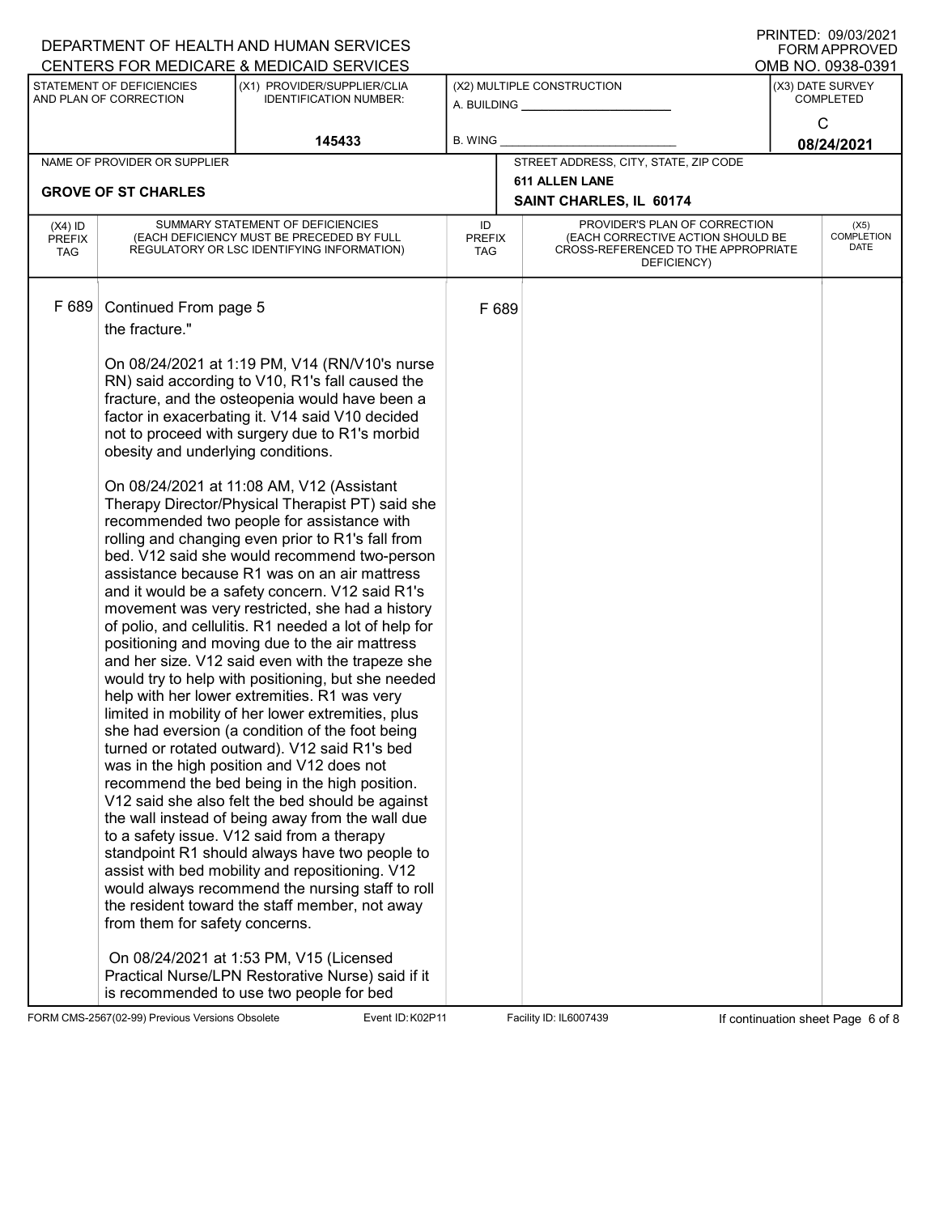F 689 Continued From page 5

the fracture."

On 08/24/2021 at 1:19 PM, V14 (RN/V10's nurse RN) said according to V10, R1's fall caused the fracture, and the osteopenia would have been a factor in exacerbating it. V14 said V10 decided not to proceed with surgery due to R1's morbid obesity and underlying conditions.

On 08/24/2021 at 11:08 AM, V12 (Assistant Therapy Director/Physical Therapist PT) said she recommended two people for assistance with rolling and changing even prior to R1's fall from bed. V12 said she would recommend two-person assistance because R1 was on an air mattress and it would be a safety concern. V12 said R1's movement was very restricted, she had a history of polio, and cellulitis. R1 needed a lot of help for positioning and moving due to the air mattress and her size. V12 said even with the trapeze she would try to help with positioning, but she needed help with her lower extremities. R1 was very limited in mobility of her lower extremities, plus she had eversion (a condition of the foot being turned or rotated outward). V12 said R1's bed was in the high position and V12 does not recommend the bed being in the high position. V12 said she also felt the bed should be against the wall instead of being away from the wall due to a safety issue. V12 said from a therapy standpoint R1 should always have two people to assist with bed mobility and repositioning. V12 would always recommend the nursing staff to roll the resident toward the staff member, not away from them for safety concerns.

On 08/24/2021 at 1:53 PM, V15 (Licensed Practical Nurse/LPN Restorative Nurse) said if it is recommended to use two people for bed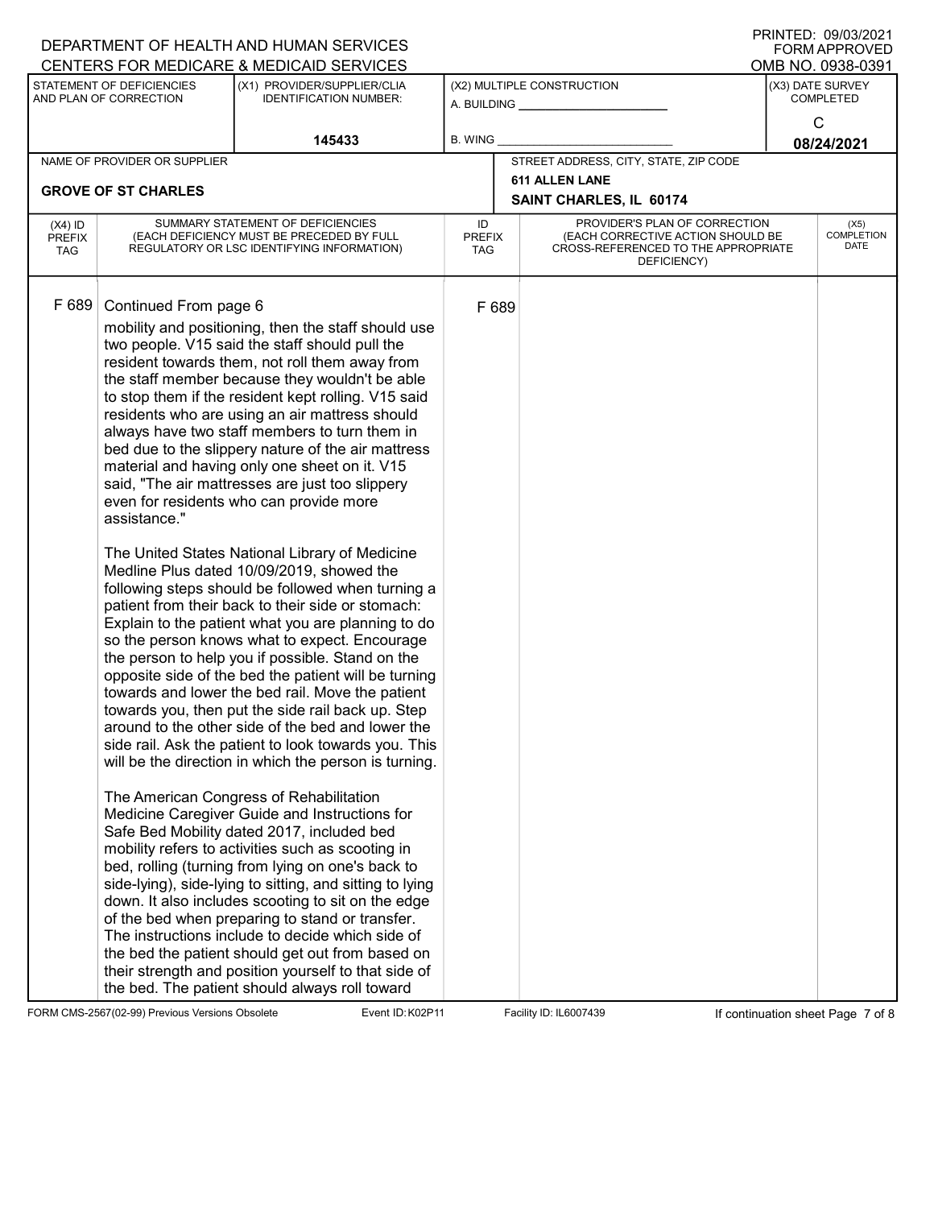DEPARTMENT OF HEALTH AND HUMAN SERVICES
CENTERS FOR MEDICARE & MEDICAID SERVICES

PRINTED: 09/03/2021
FORM APPROVED
OMB NO. 0938-0391

| STATEMENT OF DEFICIENCIES AND PLAN OF CORRECTION | (X1) PROVIDER/SUPPLIER/CLIA IDENTIFICATION NUMBER: | (X2) MULTIPLE CONSTRUCTION | (X3) DATE SURVEY COMPLETED |
|---|---|---|---|
| | 145433 | A. BUILDING ______ B. WING ______ | C 08/24/2021 |

| NAME OF PROVIDER OR SUPPLIER | STREET ADDRESS, CITY, STATE, ZIP CODE |
|---|---|
| GROVE OF ST CHARLES | 611 ALLEN LANE SAINT CHARLES, IL 60174 |

| (X4) ID PREFIX TAG | SUMMARY STATEMENT OF DEFICIENCIES (EACH DEFICIENCY MUST BE PRECEDED BY FULL REGULATORY OR LSC IDENTIFYING INFORMATION) | ID PREFIX TAG | PROVIDER'S PLAN OF CORRECTION (EACH CORRECTIVE ACTION SHOULD BE CROSS-REFERENCED TO THE APPROPRIATE DEFICIENCY) | (X5) COMPLETION DATE |
|---|---|---|---|---|
| F 689 | Continued From page 6 | F 689 | | |

mobility and positioning, then the staff should use two people. V15 said the staff should pull the resident towards them, not roll them away from the staff member because they wouldn't be able to stop them if the resident kept rolling. V15 said residents who are using an air mattress should always have two staff members to turn them in bed due to the slippery nature of the air mattress material and having only one sheet on it. V15 said, "The air mattresses are just too slippery even for residents who can provide more assistance."

The United States National Library of Medicine Medline Plus dated 10/09/2019, showed the following steps should be followed when turning a patient from their back to their side or stomach: Explain to the patient what you are planning to do so the person knows what to expect. Encourage the person to help you if possible. Stand on the opposite side of the bed the patient will be turning towards and lower the bed rail. Move the patient towards you, then put the side rail back up. Step around to the other side of the bed and lower the side rail. Ask the patient to look towards you. This will be the direction in which the person is turning.

The American Congress of Rehabilitation Medicine Caregiver Guide and Instructions for Safe Bed Mobility dated 2017, included bed mobility refers to activities such as scooting in bed, rolling (turning from lying on one's back to side-lying), side-lying to sitting, and sitting to lying down. It also includes scooting to sit on the edge of the bed when preparing to stand or transfer. The instructions include to decide which side of the bed the patient should get out from based on their strength and position yourself to that side of the bed. The patient should always roll toward

FORM CMS-2567(02-99) Previous Versions Obsolete Event ID: K02P11 Facility ID: IL6007439 If continuation sheet Page 7 of 8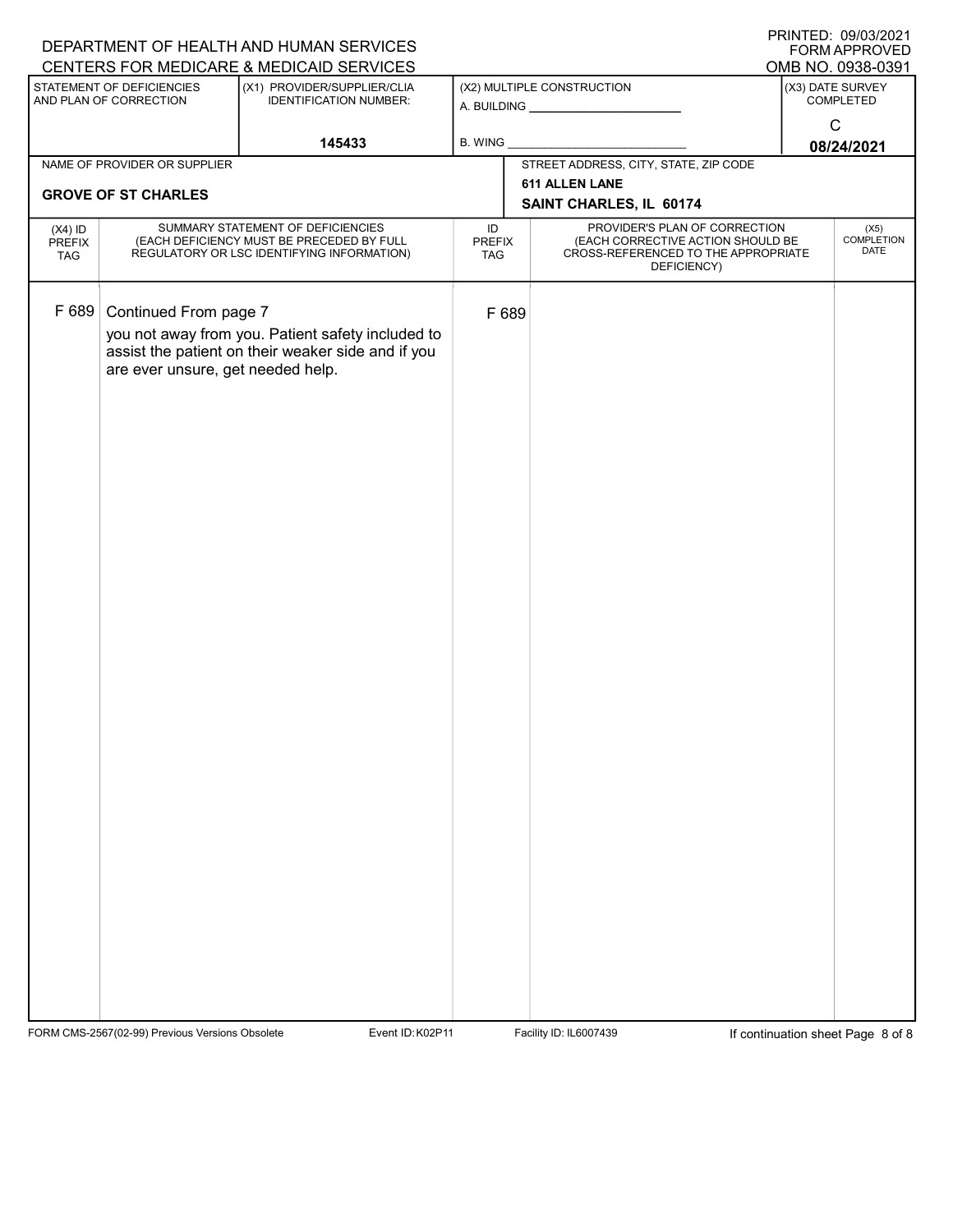DEPARTMENT OF HEALTH AND HUMAN SERVICES
CENTERS FOR MEDICARE & MEDICAID SERVICES

PRINTED: 09/03/2021
FORM APPROVED
OMB NO. 0938-0391

| STATEMENT OF DEFICIENCIES AND PLAN OF CORRECTION | (X1) PROVIDER/SUPPLIER/CLIA IDENTIFICATION NUMBER: | (X2) MULTIPLE CONSTRUCTION | (X3) DATE SURVEY COMPLETED |
|---|---|---|---|
| | 145433 | A. BUILDING ______ B. WING ______ | C 08/24/2021 |

| NAME OF PROVIDER OR SUPPLIER | STREET ADDRESS, CITY, STATE, ZIP CODE |
|---|---|
| GROVE OF ST CHARLES | 611 ALLEN LANE SAINT CHARLES, IL 60174 |

| (X4) ID PREFIX TAG | SUMMARY STATEMENT OF DEFICIENCIES (EACH DEFICIENCY MUST BE PRECEDED BY FULL REGULATORY OR LSC IDENTIFYING INFORMATION) | ID PREFIX TAG | PROVIDER'S PLAN OF CORRECTION (EACH CORRECTIVE ACTION SHOULD BE CROSS-REFERENCED TO THE APPROPRIATE DEFICIENCY) | (X5) COMPLETION DATE |
|---|---|---|---|---|
| F 689 | Continued From page 7<br>you not away from you. Patient safety included to assist the patient on their weaker side and if you are ever unsure, get needed help. | F 689 | | |

FORM CMS-2567(02-99) Previous Versions Obsolete    Event ID: K02P11    Facility ID: IL6007439